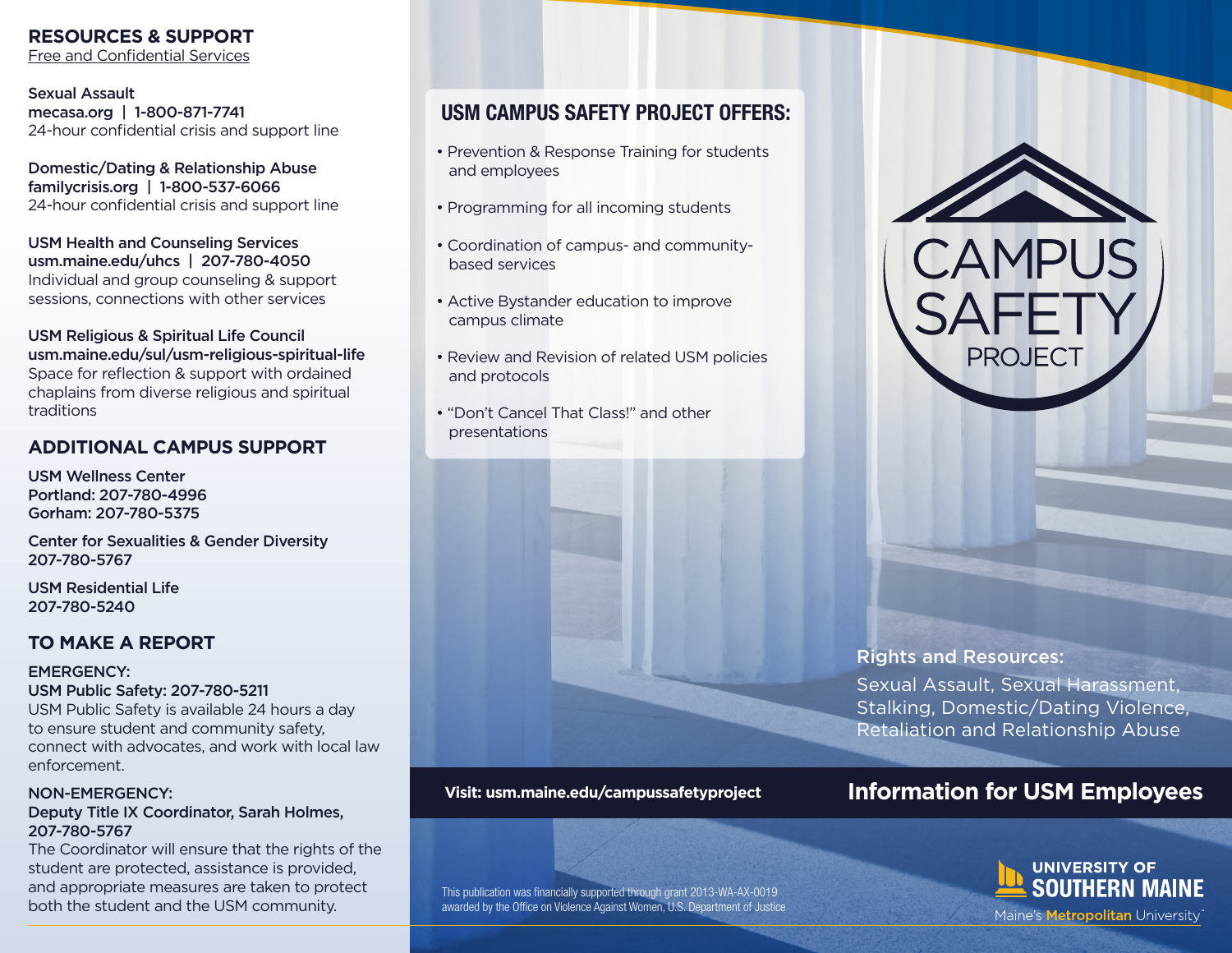## RESOURCES & SUPPORT

Free and Confidential Services

**Sexual Assault**
**mecasa.org | 1-800-871-7741**
24-hour confidential crisis and support line

**Domestic/Dating & Relationship Abuse**
**familycrisis.org | 1-800-537-6066**
24-hour confidential crisis and support line

**USM Health and Counseling Services**
**usm.maine.edu/uhcs | 207-780-4050**
Individual and group counseling & support sessions, connections with other services

**USM Religious & Spiritual Life Council**
**usm.maine.edu/sul/usm-religious-spiritual-life**
Space for reflection & support with ordained chaplains from diverse religious and spiritual traditions

## ADDITIONAL CAMPUS SUPPORT

**USM Wellness Center**
**Portland: 207-780-4996**
**Gorham: 207-780-5375**

**Center for Sexualities & Gender Diversity**
**207-780-5767**

**USM Residential Life**
**207-780-5240**

## TO MAKE A REPORT

**EMERGENCY:**
**USM Public Safety: 207-780-5211**
USM Public Safety is available 24 hours a day to ensure student and community safety, connect with advocates, and work with local law enforcement.

**NON-EMERGENCY:**
**Deputy Title IX Coordinator, Sarah Holmes, 207-780-5767**
The Coordinator will ensure that the rights of the student are protected, assistance is provided, and appropriate measures are taken to protect both the student and the USM community.

## USM CAMPUS SAFETY PROJECT OFFERS:

- Prevention & Response Training for students and employees
- Programming for all incoming students
- Coordination of campus- and community-based services
- Active Bystander education to improve campus climate
- Review and Revision of related USM policies and protocols
- "Don't Cancel That Class!" and other presentations

**Visit: usm.maine.edu/campussafetyproject**

This publication was financially supported through grant 2013-WA-AX-0019 awarded by the Office on Violence Against Women, U.S. Department of Justice

# CAMPUS SAFETY PROJECT

**Rights and Resources:**
Sexual Assault, Sexual Harassment, Stalking, Domestic/Dating Violence, Retaliation and Relationship Abuse

## Information for USM Employees

**UNIVERSITY OF SOUTHERN MAINE**
Maine's **Metropolitan** University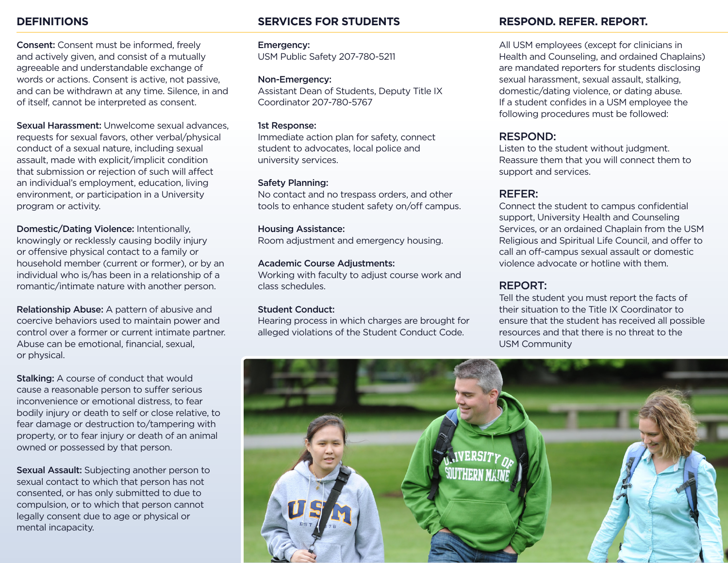## DEFINITIONS

**Consent:** Consent must be informed, freely and actively given, and consist of a mutually agreeable and understandable exchange of words or actions. Consent is active, not passive, and can be withdrawn at any time. Silence, in and of itself, cannot be interpreted as consent.

**Sexual Harassment:** Unwelcome sexual advances, requests for sexual favors, other verbal/physical conduct of a sexual nature, including sexual assault, made with explicit/implicit condition that submission or rejection of such will affect an individual's employment, education, living environment, or participation in a University program or activity.

**Domestic/Dating Violence:** Intentionally, knowingly or recklessly causing bodily injury or offensive physical contact to a family or household member (current or former), or by an individual who is/has been in a relationship of a romantic/intimate nature with another person.

**Relationship Abuse:** A pattern of abusive and coercive behaviors used to maintain power and control over a former or current intimate partner. Abuse can be emotional, financial, sexual, or physical.

**Stalking:** A course of conduct that would cause a reasonable person to suffer serious inconvenience or emotional distress, to fear bodily injury or death to self or close relative, to fear damage or destruction to/tampering with property, or to fear injury or death of an animal owned or possessed by that person.

**Sexual Assault:** Subjecting another person to sexual contact to which that person has not consented, or has only submitted to due to compulsion, or to which that person cannot legally consent due to age or physical or mental incapacity.

## SERVICES FOR STUDENTS

**Emergency:**
USM Public Safety 207-780-5211

**Non-Emergency:**
Assistant Dean of Students, Deputy Title IX Coordinator 207-780-5767

**1st Response:**
Immediate action plan for safety, connect student to advocates, local police and university services.

**Safety Planning:**
No contact and no trespass orders, and other tools to enhance student safety on/off campus.

**Housing Assistance:**
Room adjustment and emergency housing.

**Academic Course Adjustments:**
Working with faculty to adjust course work and class schedules.

**Student Conduct:**
Hearing process in which charges are brought for alleged violations of the Student Conduct Code.

## RESPOND. REFER. REPORT.

All USM employees (except for clinicians in Health and Counseling, and ordained Chaplains) are mandated reporters for students disclosing sexual harassment, sexual assault, stalking, domestic/dating violence, or dating abuse. If a student confides in a USM employee the following procedures must be followed:

### RESPOND:

Listen to the student without judgment. Reassure them that you will connect them to support and services.

### REFER:

Connect the student to campus confidential support, University Health and Counseling Services, or an ordained Chaplain from the USM Religious and Spiritual Life Council, and offer to call an off-campus sexual assault or domestic violence advocate or hotline with them.

### REPORT:

Tell the student you must report the facts of their situation to the Title IX Coordinator to ensure that the student has received all possible resources and that there is no threat to the USM Community